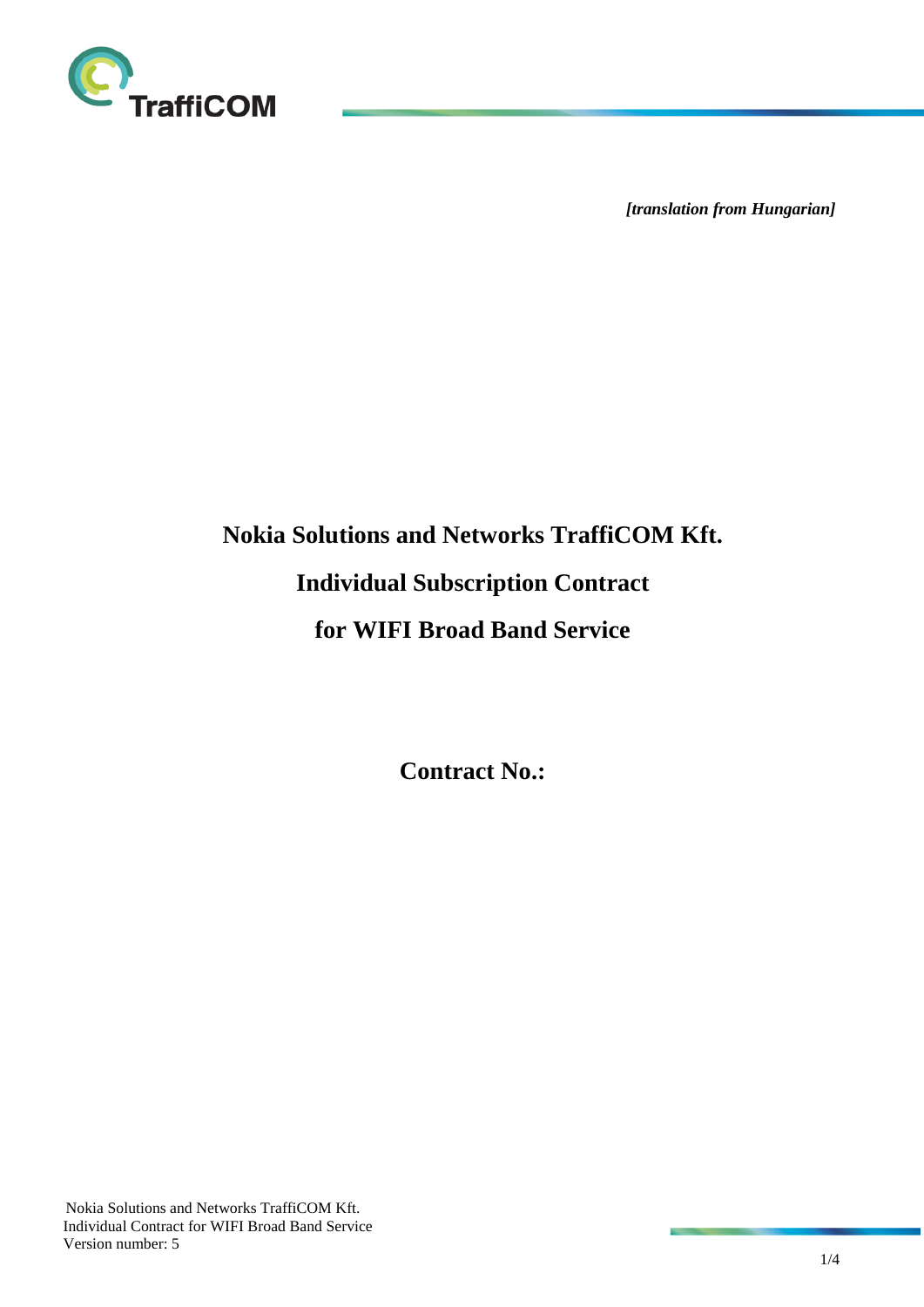*[translation from Hungarian]*

# Nokia Solutions and Networks TraffiCOM Kft.

# Individual Subscription Contract

# for WIFI Broad Band Service

**Contract No.:**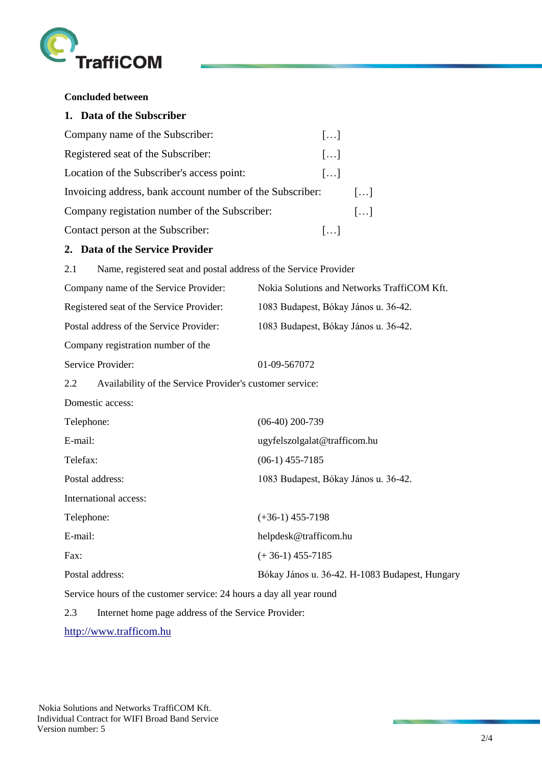**Concluded between**

## 1. Data of the Subscriber

Company name of the Subscriber: […]

Registered seat of the Subscriber: […]

Location of the Subscriber's access point: […]

Invoicing address, bank account number of the Subscriber: […]

Company registation number of the Subscriber: […]

Contact person at the Subscriber: […]

## 2. Data of the Service Provider

2.1 Name, registered seat and postal address of the Service Provider

| | |
|---|---|
| Company name of the Service Provider: | Nokia Solutions and Networks TraffiCOM Kft. |
| Registered seat of the Service Provider: | 1083 Budapest, Bókay János u. 36-42. |
| Postal address of the Service Provider: | 1083 Budapest, Bókay János u. 36-42. |
| Company registration number of the Service Provider: | 01-09-567072 |

2.2 Availability of the Service Provider's customer service:

Domestic access:

| | |
|---|---|
| Telephone: | (06-40) 200-739 |
| E-mail: | ugyfelszolgalat@trafficom.hu |
| Telefax: | (06-1) 455-7185 |
| Postal address: | 1083 Budapest, Bókay János u. 36-42. |

International access:

| | |
|---|---|
| Telephone: | (+36-1) 455-7198 |
| E-mail: | helpdesk@trafficom.hu |
| Fax: | (+ 36-1) 455-7185 |
| Postal address: | Bókay János u. 36-42. H-1083 Budapest, Hungary |

Service hours of the customer service: 24 hours a day all year round

2.3 Internet home page address of the Service Provider:

http://www.trafficom.hu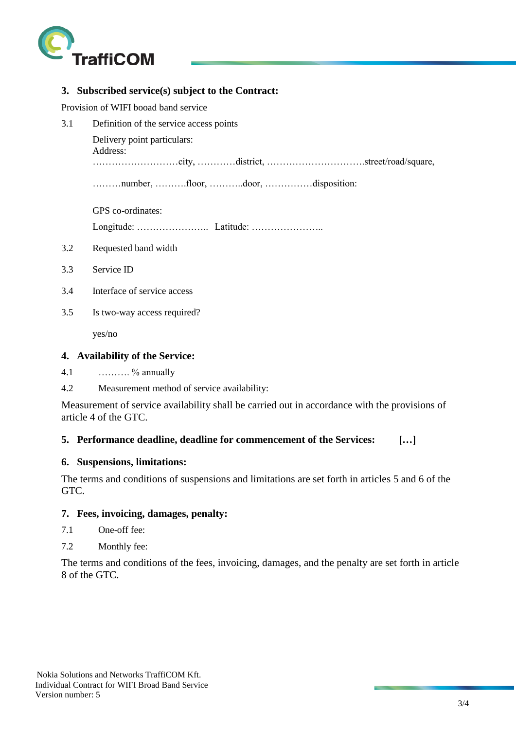## 3. Subscribed service(s) subject to the Contract:

Provision of WIFI booad band service

3.1 Definition of the service access points

Delivery point particulars:
Address:
………………………city, …………district, ………………………….street/road/square,

………number, ……….floor, ………..door, ……………disposition:

GPS co-ordinates:

Longitude: ………………….. Latitude: …………………..

3.2 Requested band width

3.3 Service ID

3.4 Interface of service access

3.5 Is two-way access required?

yes/no

## 4. Availability of the Service:

4.1 ………. % annually

4.2 Measurement method of service availability:

Measurement of service availability shall be carried out in accordance with the provisions of article 4 of the GTC.

## 5. Performance deadline, deadline for commencement of the Services: […]

## 6. Suspensions, limitations:

The terms and conditions of suspensions and limitations are set forth in articles 5 and 6 of the GTC.

## 7. Fees, invoicing, damages, penalty:

7.1 One-off fee:

7.2 Monthly fee:

The terms and conditions of the fees, invoicing, damages, and the penalty are set forth in article 8 of the GTC.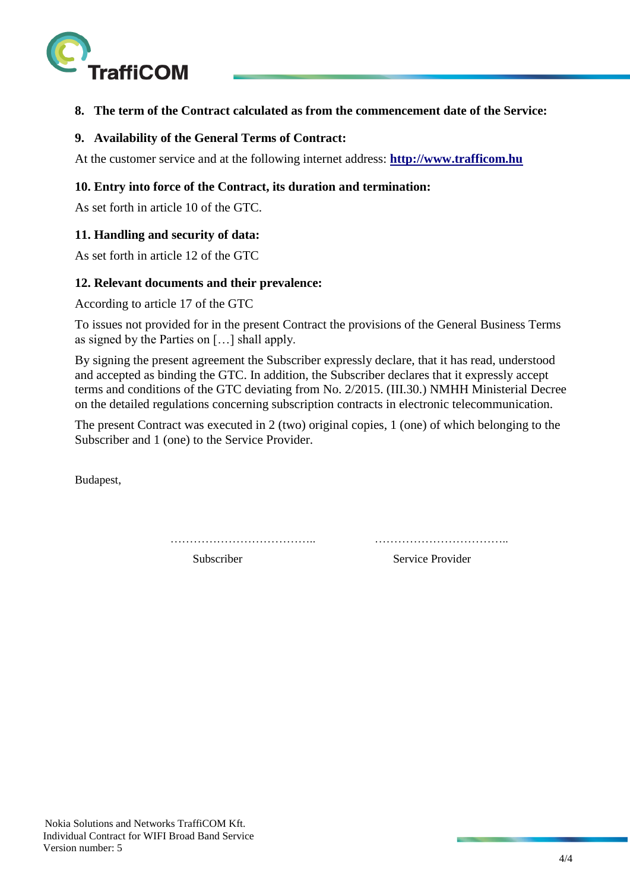**8. The term of the Contract calculated as from the commencement date of the Service:**

**9. Availability of the General Terms of Contract:**

At the customer service and at the following internet address: **http://www.trafficom.hu**

**10. Entry into force of the Contract, its duration and termination:**

As set forth in article 10 of the GTC.

**11. Handling and security of data:**

As set forth in article 12 of the GTC

**12. Relevant documents and their prevalence:**

According to article 17 of the GTC

To issues not provided for in the present Contract the provisions of the General Business Terms as signed by the Parties on […] shall apply.

By signing the present agreement the Subscriber expressly declare, that it has read, understood and accepted as binding the GTC. In addition, the Subscriber declares that it expressly accept terms and conditions of the GTC deviating from No. 2/2015. (III.30.) NMHH Ministerial Decree on the detailed regulations concerning subscription contracts in electronic telecommunication.

The present Contract was executed in 2 (two) original copies, 1 (one) of which belonging to the Subscriber and 1 (one) to the Service Provider.

Budapest,

| | |
|---|---|
| ……………………………….. | …………………………….. |
| Subscriber | Service Provider |

Nokia Solutions and Networks TraffiCOM Kft.
Individual Contract for WIFI Broad Band Service
Version number: 5